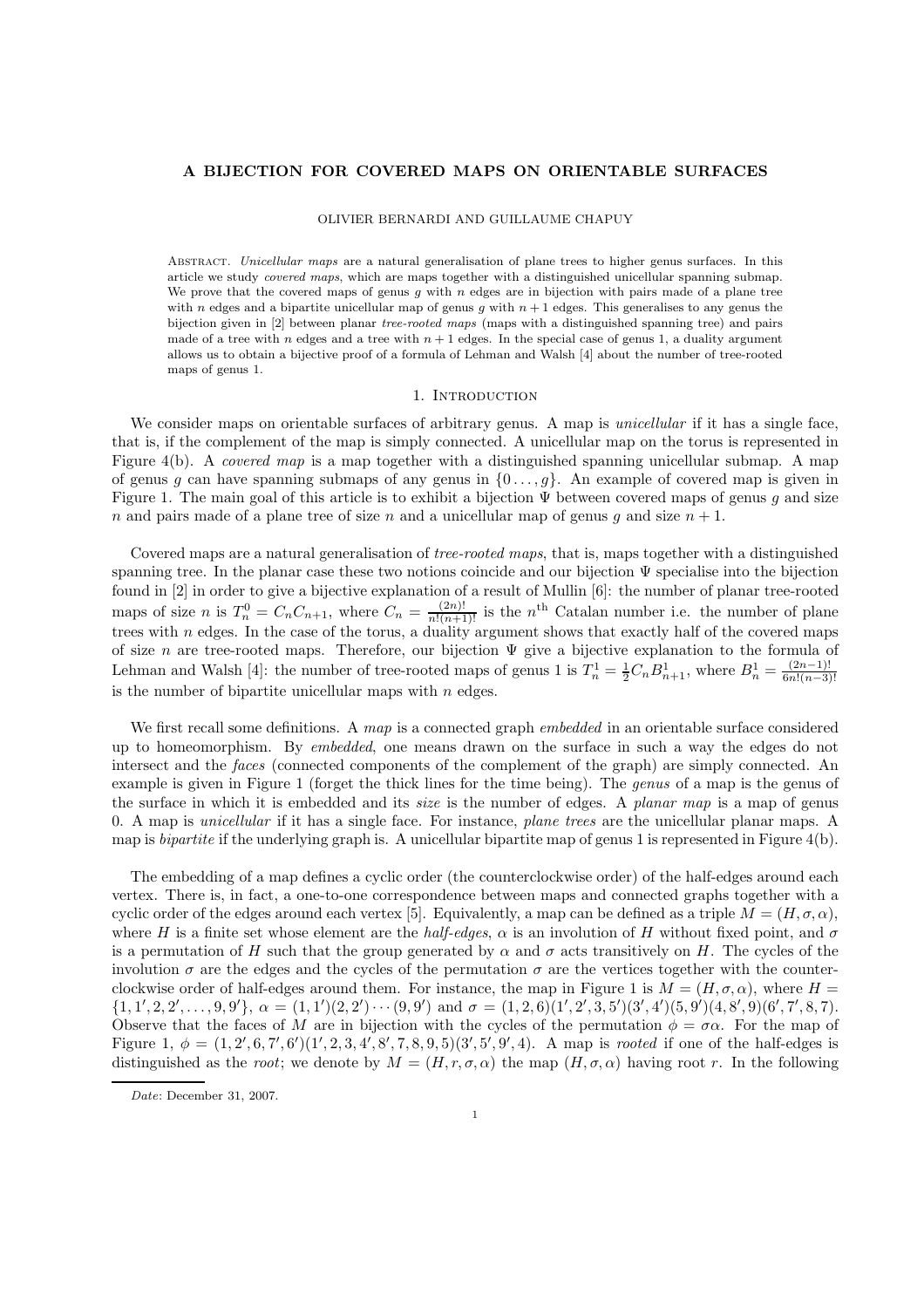# A BIJECTION FOR COVERED MAPS ON ORIENTABLE SURFACES

OLIVIER BERNARDI AND GUILLAUME CHAPUY

Abstract. *Unicellular maps* are a natural generalisation of plane trees to higher genus surfaces. In this article we study *covered maps*, which are maps together with a distinguished unicellular spanning submap. We prove that the covered maps of genus $g$ with $n$ edges are in bijection with pairs made of a plane tree with $n$ edges and a bipartite unicellular map of genus $g$ with $n+1$ edges. This generalises to any genus the bijection given in [2] between planar *tree-rooted maps* (maps with a distinguished spanning tree) and pairs made of a tree with $n$ edges and a tree with $n+1$ edges. In the special case of genus 1, a duality argument allows us to obtain a bijective proof of a formula of Lehman and Walsh [4] about the number of tree-rooted maps of genus 1.

## 1. Introduction

We consider maps on orientable surfaces of arbitrary genus. A map is *unicellular* if it has a single face, that is, if the complement of the map is simply connected. A unicellular map on the torus is represented in Figure 4(b). A *covered map* is a map together with a distinguished spanning unicellular submap. A map of genus $g$ can have spanning submaps of any genus in $\{0\ldots,g\}$. An example of covered map is given in Figure 1. The main goal of this article is to exhibit a bijection $\Psi$ between covered maps of genus $g$ and size $n$ and pairs made of a plane tree of size $n$ and a unicellular map of genus $g$ and size $n+1$.

Covered maps are a natural generalisation of *tree-rooted maps*, that is, maps together with a distinguished spanning tree. In the planar case these two notions coincide and our bijection $\Psi$ specialise into the bijection found in [2] in order to give a bijective explanation of a result of Mullin [6]: the number of planar tree-rooted maps of size $n$ is $T_n^0 = C_nC_{n+1}$, where $C_n = \frac{(2n)!}{n!(n+1)!}$ is the $n^{\text{th}}$ Catalan number i.e. the number of plane trees with $n$ edges. In the case of the torus, a duality argument shows that exactly half of the covered maps of size $n$ are tree-rooted maps. Therefore, our bijection $\Psi$ give a bijective explanation to the formula of Lehman and Walsh [4]: the number of tree-rooted maps of genus 1 is $T_n^1 = \frac{1}{2}C_nB_{n+1}^1$, where $B_n^1 = \frac{(2n-1)!}{6n!(n-3)!}$ is the number of bipartite unicellular maps with $n$ edges.

We first recall some definitions. A *map* is a connected graph *embedded* in an orientable surface considered up to homeomorphism. By *embedded*, one means drawn on the surface in such a way the edges do not intersect and the *faces* (connected components of the complement of the graph) are simply connected. An example is given in Figure 1 (forget the thick lines for the time being). The *genus* of a map is the genus of the surface in which it is embedded and its *size* is the number of edges. A *planar map* is a map of genus 0. A map is *unicellular* if it has a single face. For instance, *plane trees* are the unicellular planar maps. A map is *bipartite* if the underlying graph is. A unicellular bipartite map of genus 1 is represented in Figure 4(b).

The embedding of a map defines a cyclic order (the counterclockwise order) of the half-edges around each vertex. There is, in fact, a one-to-one correspondence between maps and connected graphs together with a cyclic order of the edges around each vertex [5]. Equivalently, a map can be defined as a triple $M = (H,\sigma,\alpha)$, where $H$ is a finite set whose element are the *half-edges*, $\alpha$ is an involution of $H$ without fixed point, and $\sigma$ is a permutation of $H$ such that the group generated by $\alpha$ and $\sigma$ acts transitively on $H$. The cycles of the involution $\sigma$ are the edges and the cycles of the permutation $\sigma$ are the vertices together with the counterclockwise order of half-edges around them. For instance, the map in Figure 1 is $M = (H,\sigma,\alpha)$, where $H = \{1,1',2,2',\ldots,9,9'\}$, $\alpha = (1,1')(2,2')\cdots(9,9')$ and $\sigma = (1,2,6)(1',2',3,5')(3',4')(5,9')(4,8',9)(6',7',8,7)$. Observe that the faces of $M$ are in bijection with the cycles of the permutation $\phi = \sigma\alpha$. For the map of Figure 1, $\phi = (1,2',6,7',6')(1',2,3,4',8',7,8,9,5)(3',5',9',4)$. A map is *rooted* if one of the half-edges is distinguished as the *root*; we denote by $M = (H,r,\sigma,\alpha)$ the map $(H,\sigma,\alpha)$ having root $r$. In the following

*Date*: December 31, 2007.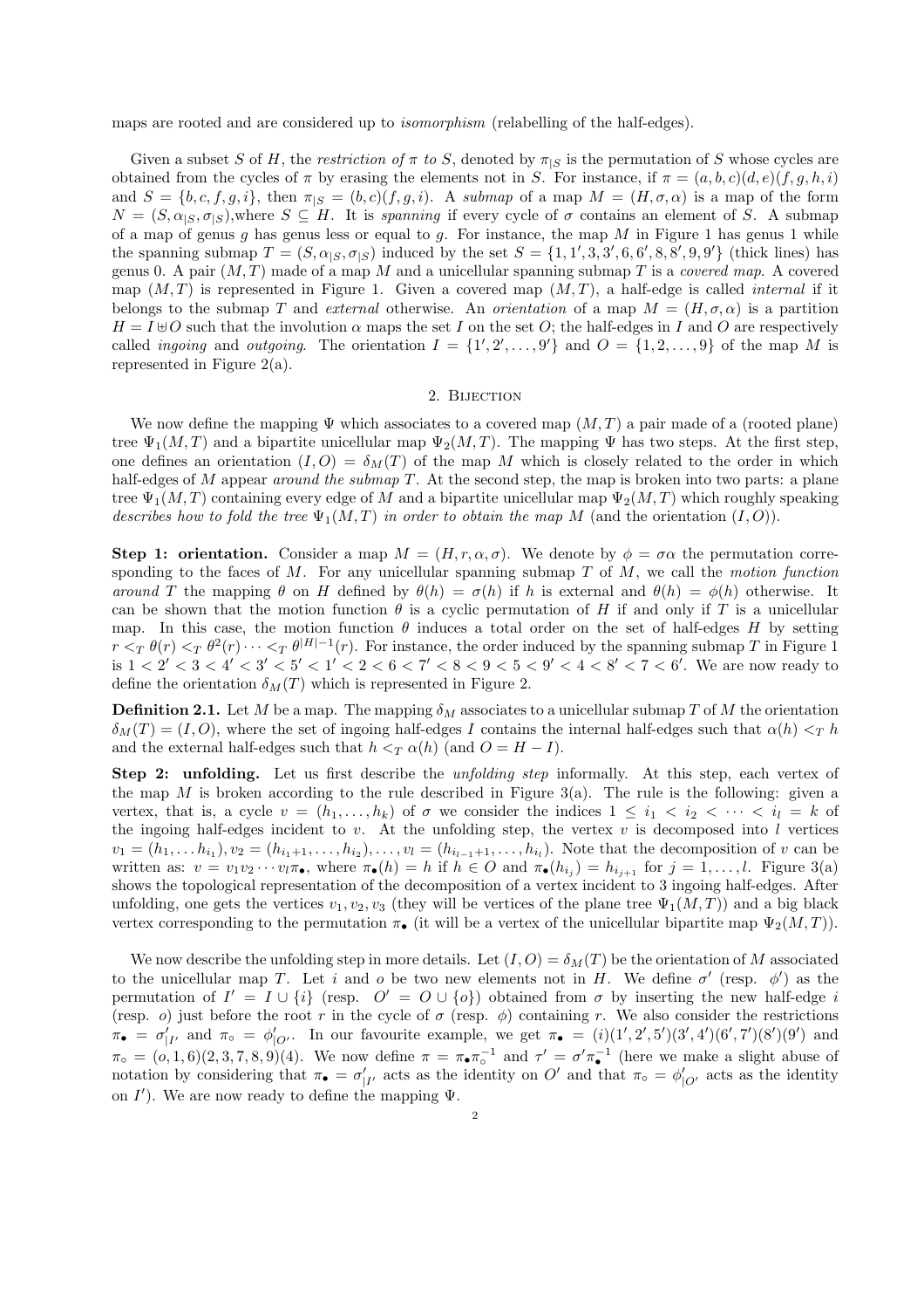maps are rooted and are considered up to *isomorphism* (relabelling of the half-edges).

Given a subset $S$ of $H$, the *restriction of $\pi$ to $S$*, denoted by $\pi_{|S}$ is the permutation of $S$ whose cycles are obtained from the cycles of $\pi$ by erasing the elements not in $S$. For instance, if $\pi = (a, b, c)(d, e)(f, g, h, i)$ and $S = \{b, c, f, g, i\}$, then $\pi_{|S} = (b, c)(f, g, i)$. A *submap* of a map $M = (H, \sigma, \alpha)$ is a map of the form $N = (S, \alpha_{|S}, \sigma_{|S})$,where $S \subseteq H$. It is *spanning* if every cycle of $\sigma$ contains an element of $S$. A submap of a map of genus $g$ has genus less or equal to $g$. For instance, the map $M$ in Figure 1 has genus 1 while the spanning submap $T = (S, \alpha_{|S}, \sigma_{|S})$ induced by the set $S = \{1, 1', 3, 3', 6, 6', 8, 8', 9, 9'\}$ (thick lines) has genus 0. A pair $(M, T)$ made of a map $M$ and a unicellular spanning submap $T$ is a *covered map*. A covered map $(M, T)$ is represented in Figure 1. Given a covered map $(M, T)$, a half-edge is called *internal* if it belongs to the submap $T$ and *external* otherwise. An *orientation* of a map $M = (H, \sigma, \alpha)$ is a partition $H = I \uplus O$ such that the involution $\alpha$ maps the set $I$ on the set $O$; the half-edges in $I$ and $O$ are respectively called *ingoing* and *outgoing*. The orientation $I = \{1', 2', \ldots, 9'\}$ and $O = \{1, 2, \ldots, 9\}$ of the map $M$ is represented in Figure 2(a).

## 2. Bijection

We now define the mapping $\Psi$ which associates to a covered map $(M, T)$ a pair made of a (rooted plane) tree $\Psi_1(M, T)$ and a bipartite unicellular map $\Psi_2(M, T)$. The mapping $\Psi$ has two steps. At the first step, one defines an orientation $(I, O) = \delta_M(T)$ of the map $M$ which is closely related to the order in which half-edges of $M$ appear *around the submap $T$*. At the second step, the map is broken into two parts: a plane tree $\Psi_1(M, T)$ containing every edge of $M$ and a bipartite unicellular map $\Psi_2(M, T)$ which roughly speaking *describes how to fold the tree $\Psi_1(M, T)$ in order to obtain the map $M$* (and the orientation $(I, O)$).

**Step 1: orientation.** Consider a map $M = (H, r, \alpha, \sigma)$. We denote by $\phi = \sigma\alpha$ the permutation corresponding to the faces of $M$. For any unicellular spanning submap $T$ of $M$, we call the *motion function around $T$* the mapping $\theta$ on $H$ defined by $\theta(h) = \sigma(h)$ if $h$ is external and $\theta(h) = \phi(h)$ otherwise. It can be shown that the motion function $\theta$ is a cyclic permutation of $H$ if and only if $T$ is a unicellular map. In this case, the motion function $\theta$ induces a total order on the set of half-edges $H$ by setting $r <_T \theta(r) <_T \theta^2(r) \cdots <_T \theta^{|H|-1}(r)$. For instance, the order induced by the spanning submap $T$ in Figure 1 is $1 < 2' < 3 < 4' < 3' < 5' < 1' < 2 < 6 < 7' < 8 < 9 < 5 < 9' < 4 < 8' < 7 < 6'$. We are now ready to define the orientation $\delta_M(T)$ which is represented in Figure 2.

**Definition 2.1.** Let $M$ be a map. The mapping $\delta_M$ associates to a unicellular submap $T$ of $M$ the orientation $\delta_M(T) = (I, O)$, where the set of ingoing half-edges $I$ contains the internal half-edges such that $\alpha(h) <_T h$ and the external half-edges such that $h <_T \alpha(h)$ (and $O = H - I$).

**Step 2: unfolding.** Let us first describe the *unfolding step* informally. At this step, each vertex of the map $M$ is broken according to the rule described in Figure 3(a). The rule is the following: given a vertex, that is, a cycle $v = (h_1, \ldots, h_k)$ of $\sigma$ we consider the indices $1 \leq i_1 < i_2 < \cdots < i_l = k$ of the ingoing half-edges incident to $v$. At the unfolding step, the vertex $v$ is decomposed into $l$ vertices $v_1 = (h_1, \ldots h_{i_1}), v_2 = (h_{i_1+1}, \ldots, h_{i_2}), \ldots, v_l = (h_{i_{l-1}+1}, \ldots, h_{i_l})$. Note that the decomposition of $v$ can be written as: $v = v_1 v_2 \cdots v_l \pi_\bullet$, where $\pi_\bullet(h) = h$ if $h \in O$ and $\pi_\bullet(h_{i_j}) = h_{i_{j+1}}$ for $j = 1, \ldots, l$. Figure 3(a) shows the topological representation of the decomposition of a vertex incident to 3 ingoing half-edges. After unfolding, one gets the vertices $v_1, v_2, v_3$ (they will be vertices of the plane tree $\Psi_1(M, T)$) and a big black vertex corresponding to the permutation $\pi_\bullet$ (it will be a vertex of the unicellular bipartite map $\Psi_2(M, T)$).

We now describe the unfolding step in more details. Let $(I, O) = \delta_M(T)$ be the orientation of $M$ associated to the unicellular map $T$. Let $i$ and $o$ be two new elements not in $H$. We define $\sigma'$ (resp. $\phi'$) as the permutation of $I' = I \cup \{i\}$ (resp. $O' = O \cup \{o\}$) obtained from $\sigma$ by inserting the new half-edge $i$ (resp. $o$) just before the root $r$ in the cycle of $\sigma$ (resp. $\phi$) containing $r$. We also consider the restrictions $\pi_\bullet = \sigma'_{|I'}$ and $\pi_\circ = \phi'_{|O'}$. In our favourite example, we get $\pi_\bullet = (i)(1', 2', 5')(3', 4')(6', 7')(8')(9')$ and $\pi_\circ = (o, 1, 6)(2, 3, 7, 8, 9)(4)$. We now define $\pi = \pi_\bullet \pi_\circ^{-1}$ and $\tau' = \sigma' \pi_\bullet^{-1}$ (here we make a slight abuse of notation by considering that $\pi_\bullet = \sigma'_{|I'}$ acts as the identity on $O'$ and that $\pi_\circ = \phi'_{|O'}$ acts as the identity on $I'$). We are now ready to define the mapping $\Psi$.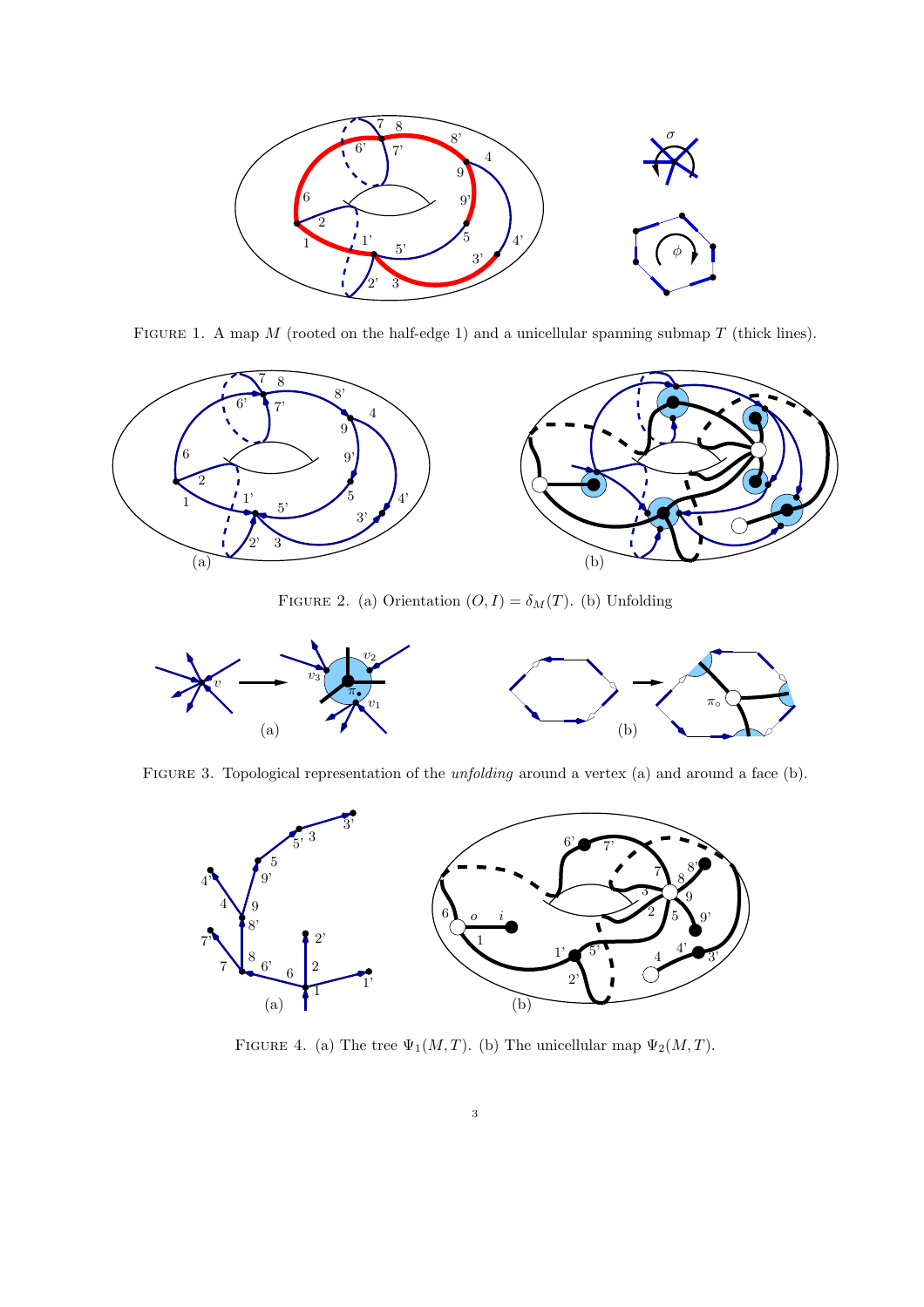Figure 1. A map $M$ (rooted on the half-edge 1) and a unicellular spanning submap $T$ (thick lines).

Figure 2. (a) Orientation $(O, I) = \delta_M(T)$. (b) Unfolding

Figure 3. Topological representation of the *unfolding* around a vertex (a) and around a face (b).

Figure 4. (a) The tree $\Psi_1(M, T)$. (b) The unicellular map $\Psi_2(M, T)$.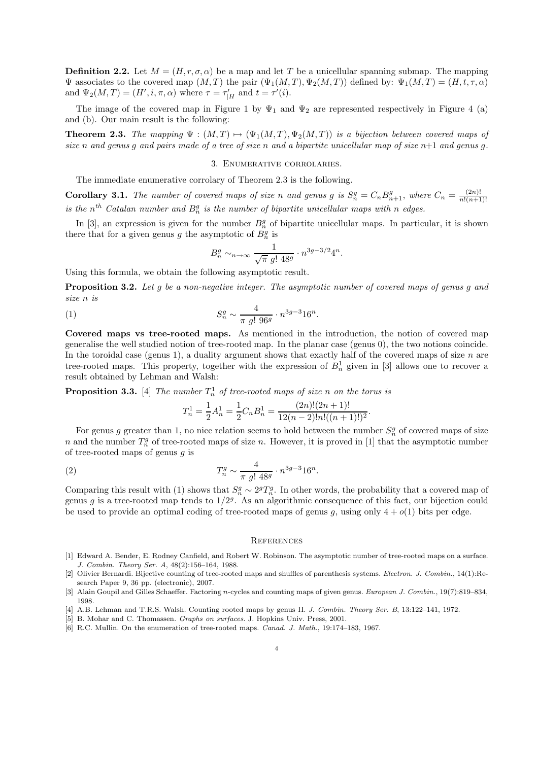**Definition 2.2.** Let $M = (H, r, \sigma, \alpha)$ be a map and let $T$ be a unicellular spanning submap. The mapping $\Psi$ associates to the covered map $(M, T)$ the pair $(\Psi_1(M, T), \Psi_2(M, T))$ defined by: $\Psi_1(M, T) = (H, t, \tau, \alpha)$ and $\Psi_2(M, T) = (H', i, \pi, \alpha)$ where $\tau = \tau'_{|H}$ and $t = \tau'(i)$.

The image of the covered map in Figure 1 by $\Psi_1$ and $\Psi_2$ are represented respectively in Figure 4 (a) and (b). Our main result is the following:

**Theorem 2.3.** *The mapping $\Psi : (M, T) \mapsto (\Psi_1(M, T), \Psi_2(M, T))$ is a bijection between covered maps of size $n$ and genus $g$ and pairs made of a tree of size $n$ and a bipartite unicellular map of size $n$+1 and genus $g$.*

## 3. Enumerative corrolaries.

The immediate enumerative corrolary of Theorem 2.3 is the following.

**Corollary 3.1.** *The number of covered maps of size $n$ and genus $g$ is $S_n^g = C_n B_{n+1}^g$, where $C_n = \frac{(2n)!}{n!(n+1)!}$ is the $n^{th}$ Catalan number and $B_n^g$ is the number of bipartite unicellular maps with $n$ edges.*

In [3], an expression is given for the number $B_n^g$ of bipartite unicellular maps. In particular, it is shown there that for a given genus $g$ the asymptotic of $B_n^g$ is

$$B_n^g \sim_{n \to \infty} \frac{1}{\sqrt{\pi}\ g!\ 48^g} \cdot n^{3g-3/2} 4^n.$$

Using this formula, we obtain the following asymptotic result.

**Proposition 3.2.** *Let $g$ be a non-negative integer. The asymptotic number of covered maps of genus $g$ and size $n$ is*

$$S_n^g \sim \frac{4}{\pi\ g!\ 96^g} \cdot n^{3g-3} 16^n. \tag{1}$$

**Covered maps vs tree-rooted maps.** As mentioned in the introduction, the notion of covered map generalise the well studied notion of tree-rooted map. In the planar case (genus 0), the two notions coincide. In the toroidal case (genus 1), a duality argument shows that exactly half of the covered maps of size $n$ are tree-rooted maps. This property, together with the expression of $B_n^1$ given in [3] allows one to recover a result obtained by Lehman and Walsh:

**Proposition 3.3.** [4] *The number $T_n^1$ of tree-rooted maps of size $n$ on the torus is*

$$T_n^1 = \frac{1}{2} A_n^1 = \frac{1}{2} C_n B_n^1 = \frac{(2n)!(2n+1)!}{12(n-2)!n!((n+1)!)^2}.$$

For genus $g$ greater than 1, no nice relation seems to hold between the number $S_n^g$ of covered maps of size $n$ and the number $T_n^g$ of tree-rooted maps of size $n$. However, it is proved in [1] that the asymptotic number of tree-rooted maps of genus $g$ is

$$T_n^g \sim \frac{4}{\pi\ g!\ 48^g} \cdot n^{3g-3} 16^n. \tag{2}$$

Comparing this result with (1) shows that $S_n^g \sim 2^g T_n^g$. In other words, the probability that a covered map of genus $g$ is a tree-rooted map tends to $1/2^g$. As an algorithmic consequence of this fact, our bijection could be used to provide an optimal coding of tree-rooted maps of genus $g$, using only $4 + o(1)$ bits per edge.

## References

[1] Edward A. Bender, E. Rodney Canfield, and Robert W. Robinson. The asymptotic number of tree-rooted maps on a surface. *J. Combin. Theory Ser. A*, 48(2):156–164, 1988.

[2] Olivier Bernardi. Bijective counting of tree-rooted maps and shuffles of parenthesis systems. *Electron. J. Combin.*, 14(1):Research Paper 9, 36 pp. (electronic), 2007.

[3] Alain Goupil and Gilles Schaeffer. Factoring $n$-cycles and counting maps of given genus. *European J. Combin.*, 19(7):819–834, 1998.

[4] A.B. Lehman and T.R.S. Walsh. Counting rooted maps by genus II. *J. Combin. Theory Ser. B*, 13:122–141, 1972.

[5] B. Mohar and C. Thomassen. *Graphs on surfaces.* J. Hopkins Univ. Press, 2001.

[6] R.C. Mullin. On the enumeration of tree-rooted maps. *Canad. J. Math.*, 19:174–183, 1967.